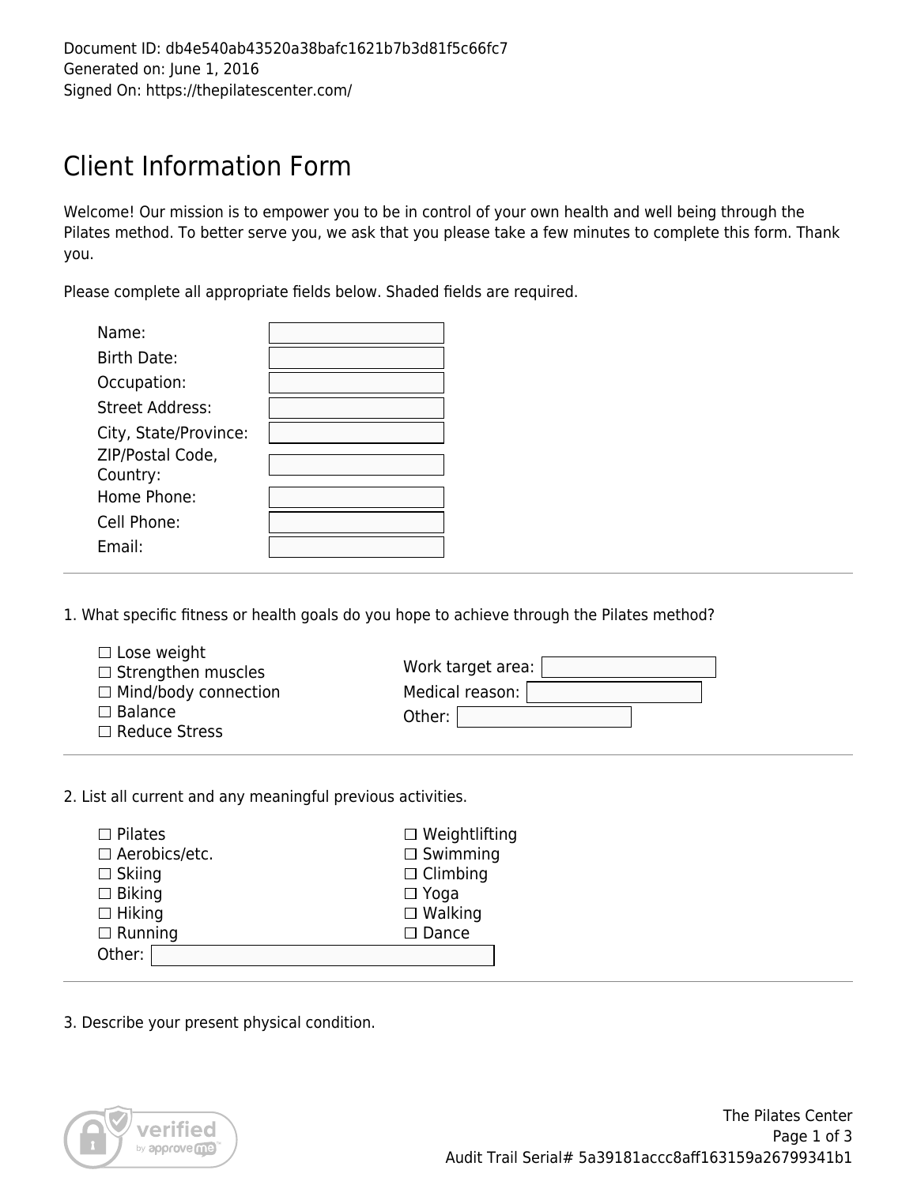Document ID: db4e540ab43520a38bafc1621b7b3d81f5c66fc7
Generated on: June 1, 2016
Signed On: https://thepilatescenter.com/

# Client Information Form

Welcome! Our mission is to empower you to be in control of your own health and well being through the Pilates method. To better serve you, we ask that you please take a few minutes to complete this form. Thank you.

Please complete all appropriate fields below. Shaded fields are required.

| | |
|---|---|
| Name: | |
| Birth Date: | |
| Occupation: | |
| Street Address: | |
| City, State/Province: | |
| ZIP/Postal Code, Country: | |
| Home Phone: | |
| Cell Phone: | |
| Email: | |

---

1. What specific fitness or health goals do you hope to achieve through the Pilates method?

- ☐ Lose weight
- ☐ Strengthen muscles
- ☐ Mind/body connection
- ☐ Balance
- ☐ Reduce Stress

Work target area: \_\_\_\_\_\_\_\_

Medical reason: \_\_\_\_\_\_\_\_

Other: \_\_\_\_\_\_\_\_

---

2. List all current and any meaningful previous activities.

- ☐ Pilates
- ☐ Aerobics/etc.
- ☐ Skiing
- ☐ Biking
- ☐ Hiking
- ☐ Running
- ☐ Weightlifting
- ☐ Swimming
- ☐ Climbing
- ☐ Yoga
- ☐ Walking
- ☐ Dance

Other: \_\_\_\_\_\_\_\_

---

3. Describe your present physical condition.

The Pilates Center

Audit Trail Serial# 5a39181accc8aff163159a26799341b1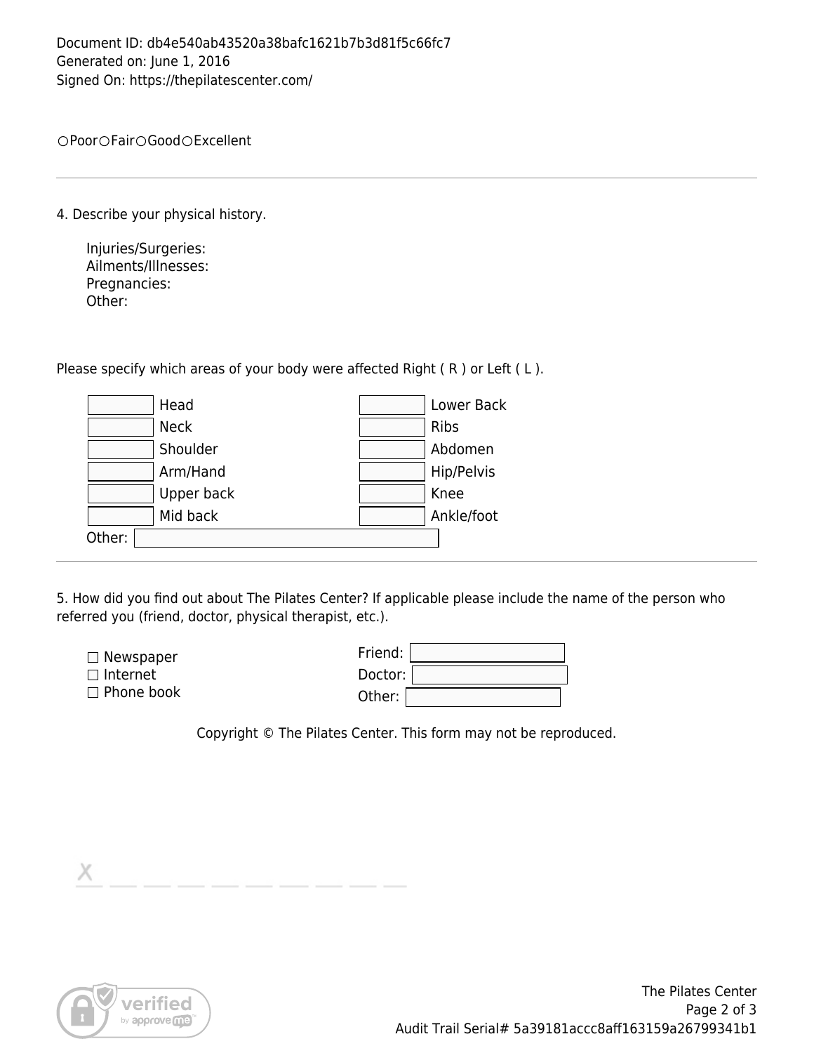Document ID: db4e540ab43520a38bafc1621b7b3d81f5c66fc7
Generated on: June 1, 2016
Signed On: https://thepilatescenter.com/

○Poor ○Fair ○Good ○Excellent

---

4. Describe your physical history.

   Injuries/Surgeries:
   Ailments/Illnesses:
   Pregnancies:
   Other:

Please specify which areas of your body were affected Right ( R ) or Left ( L ).

| | | | |
|---|---|---|---|
| | Head | | Lower Back |
| | Neck | | Ribs |
| | Shoulder | | Abdomen |
| | Arm/Hand | | Hip/Pelvis |
| | Upper back | | Knee |
| | Mid back | | Ankle/foot |

Other:

---

5. How did you find out about The Pilates Center? If applicable please include the name of the person who referred you (friend, doctor, physical therapist, etc.).

- ☐ Newspaper
- ☐ Internet
- ☐ Phone book

Friend:
Doctor:
Other:

Copyright © The Pilates Center. This form may not be reproduced.

X

The Pilates Center
Audit Trail Serial# 5a39181accc8aff163159a26799341b1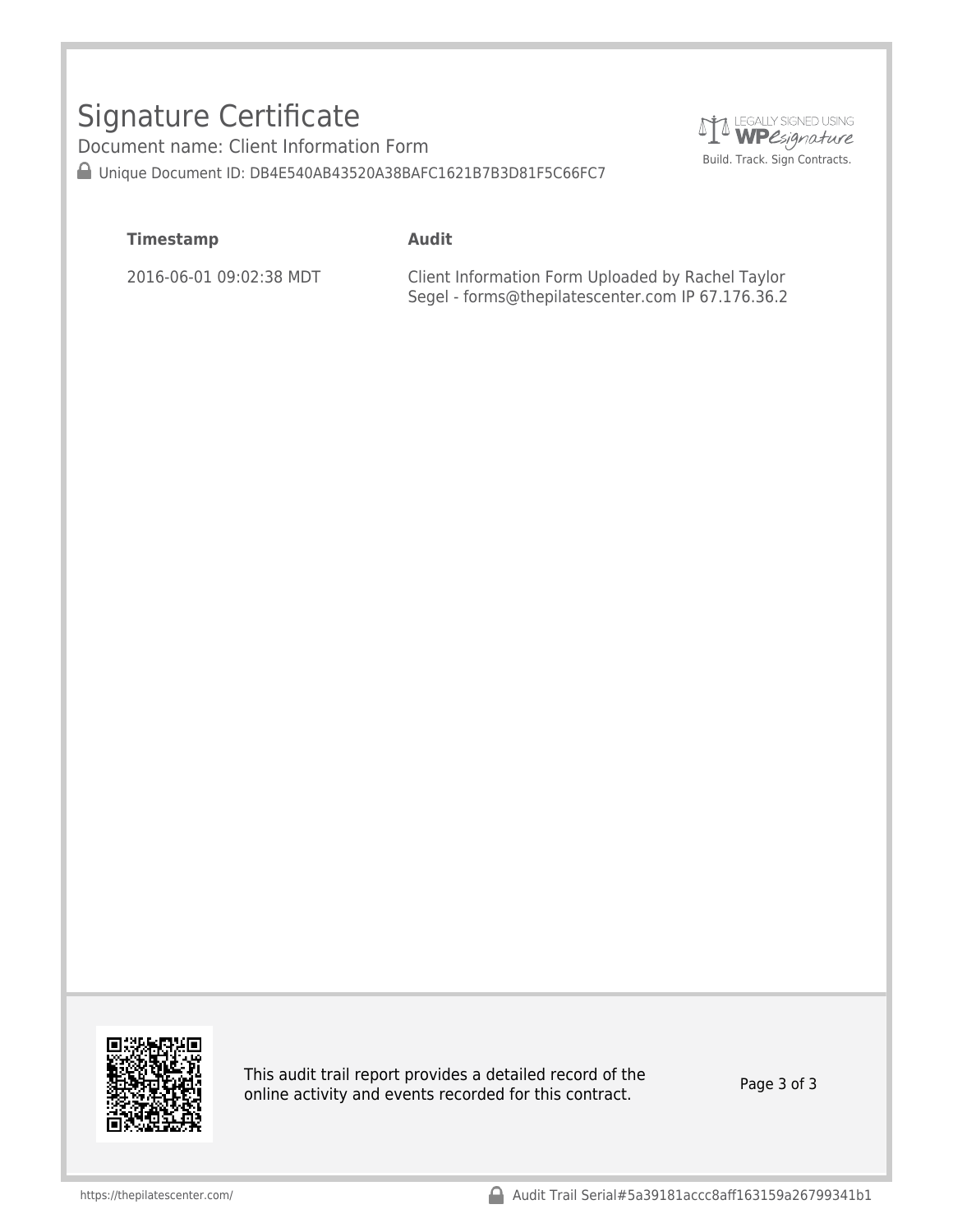# Signature Certificate

Document name: Client Information Form

Unique Document ID: DB4E540AB43520A38BAFC1621B7B3D81F5C66FC7

LEGALLY SIGNED USING WPesignature

Build. Track. Sign Contracts.

| Timestamp | Audit |
| --- | --- |
| 2016-06-01 09:02:38 MDT | Client Information Form Uploaded by Rachel Taylor Segel - forms@thepilatescenter.com IP 67.176.36.2 |

This audit trail report provides a detailed record of the online activity and events recorded for this contract.

https://thepilatescenter.com/

Audit Trail Serial#5a39181accc8aff163159a26799341b1